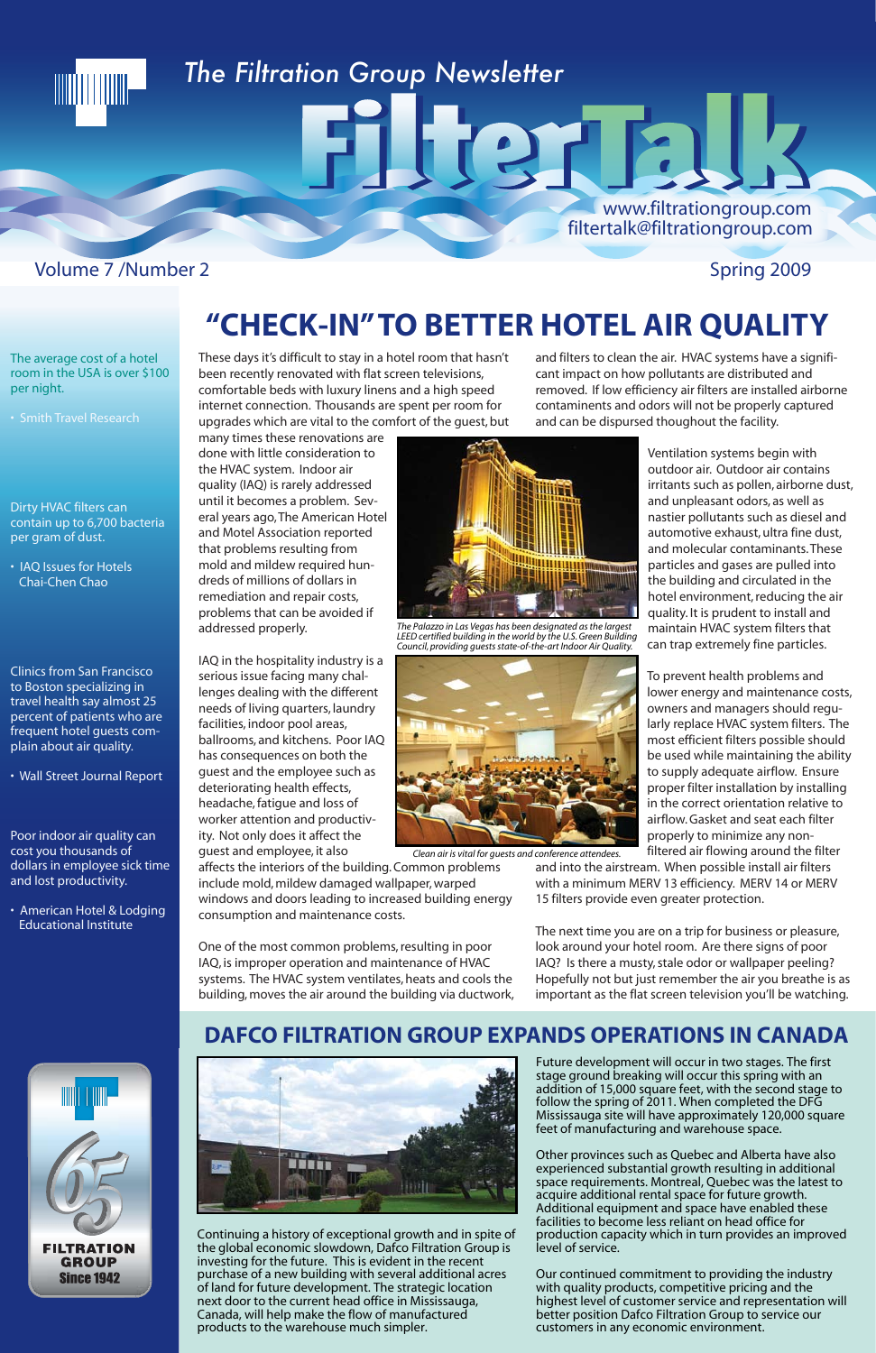# The Filtration Group Newsletter

# FilterTalk

www.filtrationgroup.com
filtertalk@filtrationgroup.com

Volume 7 /Number 2 — Spring 2009

The average cost of a hotel room in the USA is over $100 per night.

• Smith Travel Research

Dirty HVAC filters can contain up to 6,700 bacteria per gram of dust.

• IAQ Issues for Hotels Chai-Chen Chao

Clinics from San Francisco to Boston specializing in travel health say almost 25 percent of patients who are frequent hotel guests complain about air quality.

• Wall Street Journal Report

Poor indoor air quality can cost you thousands of dollars in employee sick time and lost productivity.

• American Hotel & Lodging Educational Institute

## "CHECK-IN" TO BETTER HOTEL AIR QUALITY

These days it's difficult to stay in a hotel room that hasn't been recently renovated with flat screen televisions, comfortable beds with luxury linens and a high speed internet connection. Thousands are spent per room for upgrades which are vital to the comfort of the guest, but many times these renovations are done with little consideration to the HVAC system. Indoor air quality (IAQ) is rarely addressed until it becomes a problem. Several years ago, The American Hotel and Motel Association reported that problems resulting from mold and mildew required hundreds of millions of dollars in remediation and repair costs, problems that can be avoided if addressed properly.

IAQ in the hospitality industry is a serious issue facing many challenges dealing with the different needs of living quarters, laundry facilities, indoor pool areas, ballrooms, and kitchens. Poor IAQ has consequences on both the guest and the employee such as deteriorating health effects, headache, fatigue and loss of worker attention and productivity. Not only does it affect the guest and employee, it also affects the interiors of the building. Common problems include mold, mildew damaged wallpaper, warped windows and doors leading to increased building energy consumption and maintenance costs.

One of the most common problems, resulting in poor IAQ, is improper operation and maintenance of HVAC systems. The HVAC system ventilates, heats and cools the building, moves the air around the building via ductwork, and filters to clean the air. HVAC systems have a significant impact on how pollutants are distributed and removed. If low efficiency air filters are installed airborne contaminents and odors will not be properly captured and can be dispursed thoughout the facility.

*The Palazzo in Las Vegas has been designated as the largest LEED certified building in the world by the U.S. Green Building Council, providing guests state-of-the-art Indoor Air Quality.*

*Clean air is vital for guests and conference attendees.*

Ventilation systems begin with outdoor air. Outdoor air contains irritants such as pollen, airborne dust, and unpleasant odors, as well as nastier pollutants such as diesel and automotive exhaust, ultra fine dust, and molecular contaminants. These particles and gases are pulled into the building and circulated in the hotel environment, reducing the air quality. It is prudent to install and maintain HVAC system filters that can trap extremely fine particles.

To prevent health problems and lower energy and maintenance costs, owners and managers should regularly replace HVAC system filters. The most efficient filters possible should be used while maintaining the ability to supply adequate airflow. Ensure proper filter installation by installing in the correct orientation relative to airflow. Gasket and seat each filter properly to minimize any non-filtered air flowing around the filter and into the airstream. When possible install air filters with a minimum MERV 13 efficiency. MERV 14 or MERV 15 filters provide even greater protection.

The next time you are on a trip for business or pleasure, look around your hotel room. Are there signs of poor IAQ? Is there a musty, stale odor or wallpaper peeling? Hopefully not but just remember the air you breathe is as important as the flat screen television you'll be watching.

## DAFCO FILTRATION GROUP EXPANDS OPERATIONS IN CANADA

65 FILTRATION GROUP Since 1942

Continuing a history of exceptional growth and in spite of the global economic slowdown, Dafco Filtration Group is investing for the future. This is evident in the recent purchase of a new building with several additional acres of land for future development. The strategic location next door to the current head office in Mississauga, Canada, will help make the flow of manufactured products to the warehouse much simpler.

Future development will occur in two stages. The first stage ground breaking will occur this spring with an addition of 15,000 square feet, with the second stage to follow the spring of 2011. When completed the DFG Mississauga site will have approximately 120,000 square feet of manufacturing and warehouse space.

Other provinces such as Quebec and Alberta have also experienced substantial growth resulting in additional space requirements. Montreal, Quebec was the latest to acquire additional rental space for future growth. Additional equipment and space have enabled these facilities to become less reliant on head office for production capacity which in turn provides an improved level of service.

Our continued commitment to providing the industry with quality products, competitive pricing and the highest level of customer service and representation will better position Dafco Filtration Group to service our customers in any economic environment.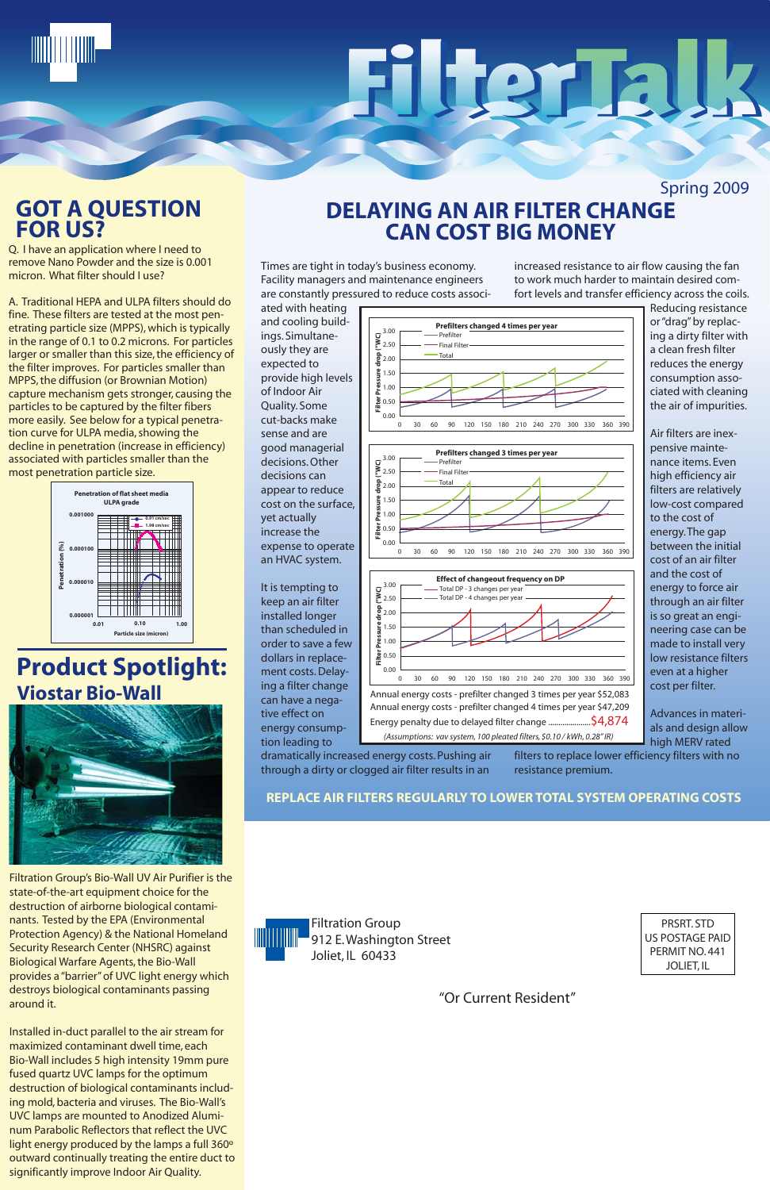# FilterTalk

Spring 2009

## GOT A QUESTION FOR US?

Q. I have an application where I need to remove Nano Powder and the size is 0.001 micron. What filter should I use?

A. Traditional HEPA and ULPA filters should do fine. These filters are tested at the most penetrating particle size (MPPS), which is typically in the range of 0.1 to 0.2 microns. For particles larger or smaller than this size, the efficiency of the filter improves. For particles smaller than MPPS, the diffusion (or Brownian Motion) capture mechanism gets stronger, causing the particles to be captured by the filter fibers more easily. See below for a typical penetration curve for ULPA media, showing the decline in penetration (increase in efficiency) associated with particles smaller than the most penetration particle size.

Penetration of flat sheet media
ULPA grade
Penetration (%)
0.001000
0.000100
0.000010
0.000001
0.01
0.10
1.00
Particle size (micron)
0.91 cm/sec
1.98 cm/sec

## Product Spotlight: Viostar Bio-Wall

Filtration Group's Bio-Wall UV Air Purifier is the state-of-the-art equipment choice for the destruction of airborne biological contaminants. Tested by the EPA (Environmental Protection Agency) & the National Homeland Security Research Center (NHSRC) against Biological Warfare Agents, the Bio-Wall provides a "barrier" of UVC light energy which destroys biological contaminants passing around it.

Installed in-duct parallel to the air stream for maximized contaminant dwell time, each Bio-Wall includes 5 high intensity 19mm pure fused quartz UVC lamps for the optimum destruction of biological contaminants including mold, bacteria and viruses. The Bio-Wall's UVC lamps are mounted to Anodized Aluminum Parabolic Reflectors that reflect the UVC light energy produced by the lamps a full 360º outward continually treating the entire duct to significantly improve Indoor Air Quality.

## DELAYING AN AIR FILTER CHANGE CAN COST BIG MONEY

Times are tight in today's business economy. Facility managers and maintenance engineers are constantly pressured to reduce costs associated with heating and cooling buildings. Simultaneously they are expected to provide high levels of Indoor Air Quality. Some cut-backs make sense and are good managerial decisions. Other decisions can appear to reduce cost on the surface, yet actually increase the expense to operate an HVAC system.

It is tempting to keep an air filter installed longer than scheduled in order to save a few dollars in replacement costs. Delaying a filter change can have a negative effect on energy consumption leading to dramatically increased energy costs. Pushing air through a dirty or clogged air filter results in an increased resistance to air flow causing the fan to work much harder to maintain desired comfort levels and transfer efficiency across the coils.

Prefilters changed 4 times per year
Filter Pressure drop ("WC)
Prefilter
Final Filter
Total
3.00 2.50 2.00 1.50 1.00 0.50 0.00
0 30 60 90 120 150 180 210 240 270 300 330 360 390

Prefilters changed 3 times per year
Filter Pressure drop ("WC)
Prefilter
Final Filter
Total
3.00 2.50 2.00 1.50 1.00 0.50 0.00
0 30 60 90 120 150 180 210 240 270 300 330 360 390

Effect of changeout frequency on DP
Filter Pressure drop ("WC)
Total DP - 3 changes per year
Total DP - 4 changes per year
3.00 2.50 2.00 1.50 1.00 0.50 0.00
0 30 60 90 120 150 180 210 240 270 300 330 360 390

Annual energy costs - prefilter changed 3 times per year $52,083
Annual energy costs - prefilter changed 4 times per year $47,209
Energy penalty due to delayed filter change .................... $4,874
*(Assumptions: vav system, 100 pleated filters, $0.10 / kWh, 0.28" IR)*

Reducing resistance or "drag" by replacing a dirty filter with a clean fresh filter reduces the energy consumption associated with cleaning the air of impurities.

Air filters are inexpensive maintenance items. Even high efficiency air filters are relatively low-cost compared to the cost of energy. The gap between the initial cost of an air filter and the cost of energy to force air through an air filter is so great an engineering case can be made to install very low resistance filters even at a higher cost per filter.

Advances in materials and design allow high MERV rated filters to replace lower efficiency filters with no resistance premium.

**REPLACE AIR FILTERS REGULARLY TO LOWER TOTAL SYSTEM OPERATING COSTS**

Filtration Group
912 E. Washington Street
Joliet, IL 60433

PRSRT. STD
US POSTAGE PAID
PERMIT NO. 441
JOLIET, IL

"Or Current Resident"